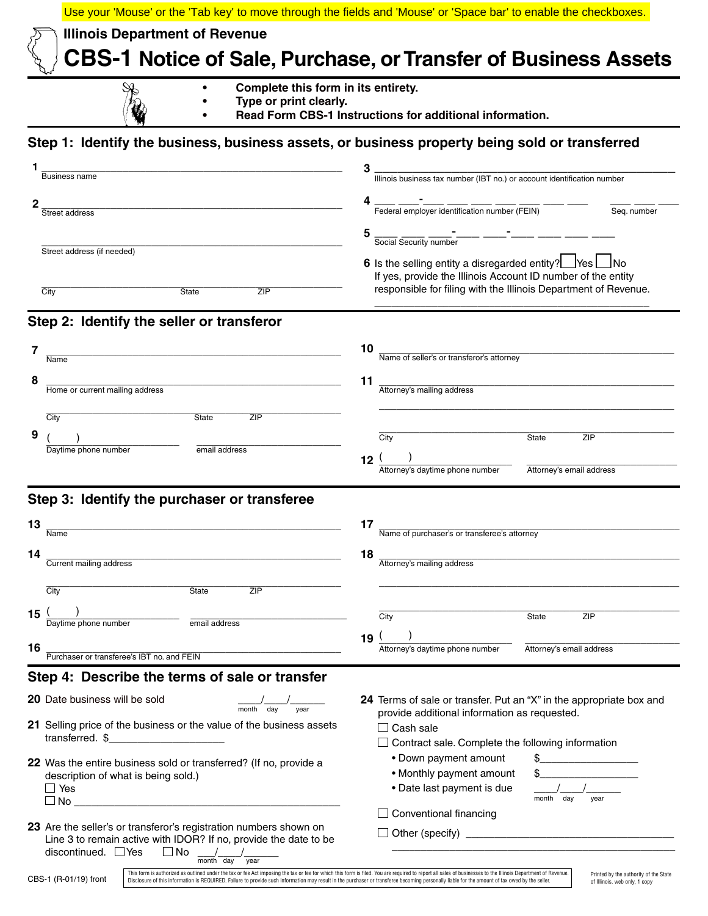Use your 'Mouse' or the 'Tab key' to move through the fields and 'Mouse' or 'Space bar' to enable the checkboxes.

Illinois Department of Revenue

# CBS-1 Notice of Sale, Purchase, or Transfer of Business Assets

- **Complete this form in its entirety.**
- **Type or print clearly.**
- **Read Form CBS-1 Instructions for additional information.**

## Step 1: Identify the business, business assets, or business property being sold or transferred

**1** ______________________________
Business name

**2** ______________________________
Street address

______________________________
Street address (if needed)

______________________________
City State ZIP

**3** ______________________________
Illinois business tax number (IBT no.) or account identification number

**4** ___ ___-___ ___ ___ ___ ___ ___ ___ ___ ___ ___ ___
Federal employer identification number (FEIN) Seq. number

**5** ___ ___ ___-___ ___-___ ___ ___ ___
Social Security number

**6** Is the selling entity a disregarded entity? ☐ Yes ☐ No
If yes, provide the Illinois Account ID number of the entity responsible for filing with the Illinois Department of Revenue.

______________________________

## Step 2: Identify the seller or transferor

**7** ______________________________
Name

**8** ______________________________
Home or current mailing address

______________________________
City State ZIP

**9** ( ) ______________ ______________
Daytime phone number email address

**10** ______________________________
Name of seller's or transferor's attorney

**11** ______________________________
Attorney's mailing address

______________________________

______________________________
City State ZIP

**12** ( ) ______________ ______________
Attorney's daytime phone number Attorney's email address

## Step 3: Identify the purchaser or transferee

**13** ______________________________
Name

**14** ______________________________
Current mailing address

______________________________
City State ZIP

**15** ( ) ______________ ______________
Daytime phone number email address

**16** ______________________________
Purchaser or transferee's IBT no. and FEIN

**17** ______________________________
Name of purchaser's or transferee's attorney

**18** ______________________________
Attorney's mailing address

______________________________

______________________________
City State ZIP

**19** ( ) ______________ ______________
Attorney's daytime phone number Attorney's email address

## Step 4: Describe the terms of sale or transfer

**20** Date business will be sold ____/____/______
month day year

**21** Selling price of the business or the value of the business assets transferred. $____________________

**22** Was the entire business sold or transferred? (If no, provide a description of what is being sold.)
☐ Yes
☐ No ______________________________

**23** Are the seller's or transferor's registration numbers shown on Line 3 to remain active with IDOR? If no, provide the date to be discontinued. ☐ Yes ☐ No ____/____/______
month day year

**24** Terms of sale or transfer. Put an "X" in the appropriate box and provide additional information as requested.

☐ Cash sale

☐ Contract sale. Complete the following information
- Down payment amount $_________________
- Monthly payment amount $_________________
- Date last payment is due ____/____/______ (month day year)

☐ Conventional financing

☐ Other (specify) ______________________________

______________________________

CBS-1 (R-01/19) front

This form is authorized as outlined under the tax or fee Act imposing the tax or fee for which this form is filed. You are required to report all sales of businesses to the Illinois Department of Revenue. Disclosure of this information is REQUIRED. Failure to provide such information may result in the purchaser or transferee becoming personally liable for the amount of tax owed by the seller.

Printed by the authority of the State of Illinois. web only, 1 copy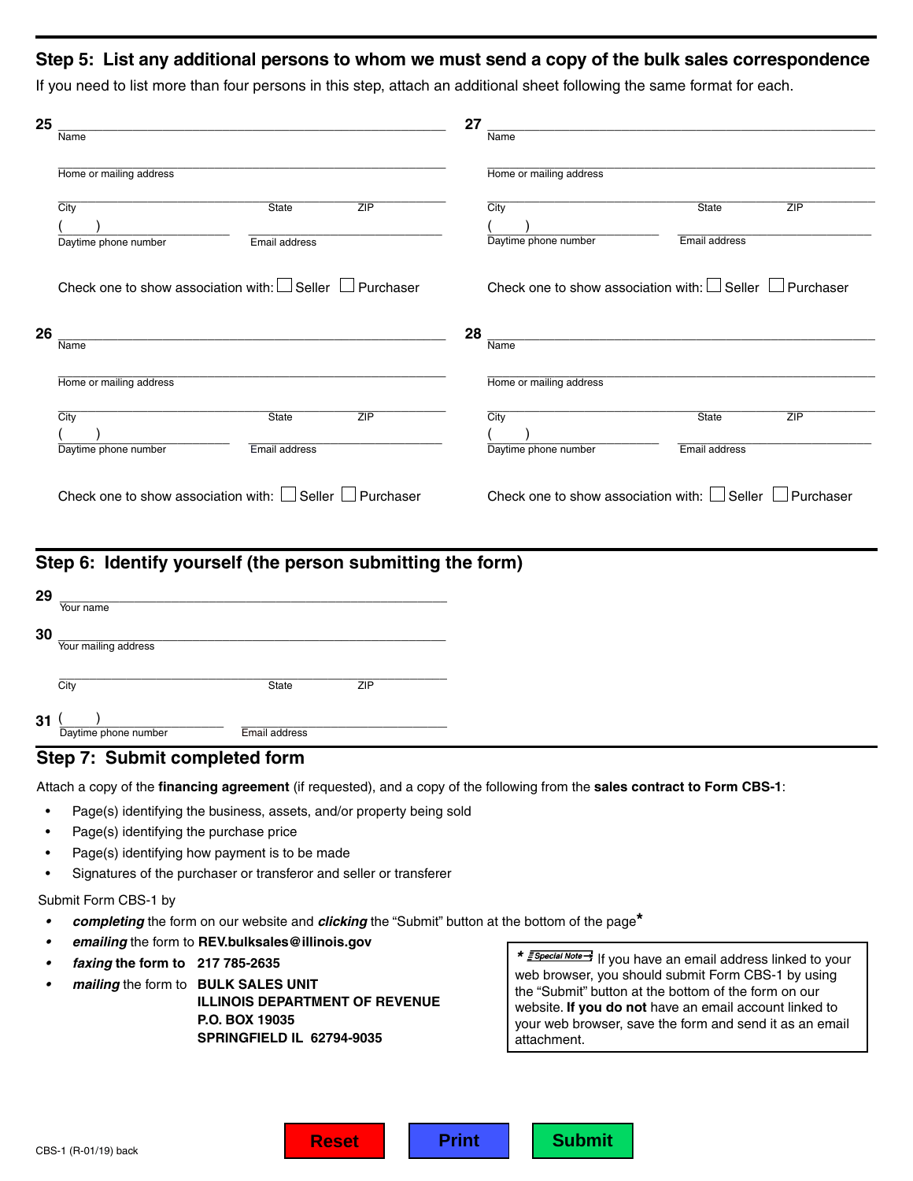## Step 5: List any additional persons to whom we must send a copy of the bulk sales correspondence

If you need to list more than four persons in this step, attach an additional sheet following the same format for each.

**25** ______________________________
Name

______________________________
Home or mailing address

______________________________
City State ZIP

( ) ______________ ______________
Daytime phone number Email address

Check one to show association with: ☐ Seller ☐ Purchaser

**26** ______________________________
Name

______________________________
Home or mailing address

______________________________
City State ZIP

( ) ______________ ______________
Daytime phone number Email address

Check one to show association with: ☐ Seller ☐ Purchaser

**27** ______________________________
Name

______________________________
Home or mailing address

______________________________
City State ZIP

( ) ______________ ______________
Daytime phone number Email address

Check one to show association with: ☐ Seller ☐ Purchaser

**28** ______________________________
Name

______________________________
Home or mailing address

______________________________
City State ZIP

( ) ______________ ______________
Daytime phone number Email address

Check one to show association with: ☐ Seller ☐ Purchaser

## Step 6: Identify yourself (the person submitting the form)

**29** ______________________________
Your name

**30** ______________________________
Your mailing address

______________________________
City State ZIP

**31** ( ) ______________ ______________
Daytime phone number Email address

## Step 7: Submit completed form

Attach a copy of the **financing agreement** (if requested), and a copy of the following from the **sales contract to Form CBS-1**:

- Page(s) identifying the business, assets, and/or property being sold
- Page(s) identifying the purchase price
- Page(s) identifying how payment is to be made
- Signatures of the purchaser or transferor and seller or transferer

Submit Form CBS-1 by

- ***completing*** the form on our website and ***clicking*** the "Submit" button at the bottom of the page*
- ***emailing*** the form to **REV.bulksales@illinois.gov**
- ***faxing* the form to 217 785-2635**
- ***mailing*** the form to **BULK SALES UNIT**
  **ILLINOIS DEPARTMENT OF REVENUE**
  **P.O. BOX 19035**
  **SPRINGFIELD IL 62794-9035**

* *Special Note* If you have an email address linked to your web browser, you should submit Form CBS-1 by using the "Submit" button at the bottom of the form on our website. **If you do not** have an email account linked to your web browser, save the form and send it as an email attachment.

Reset Print Submit

CBS-1 (R-01/19) back